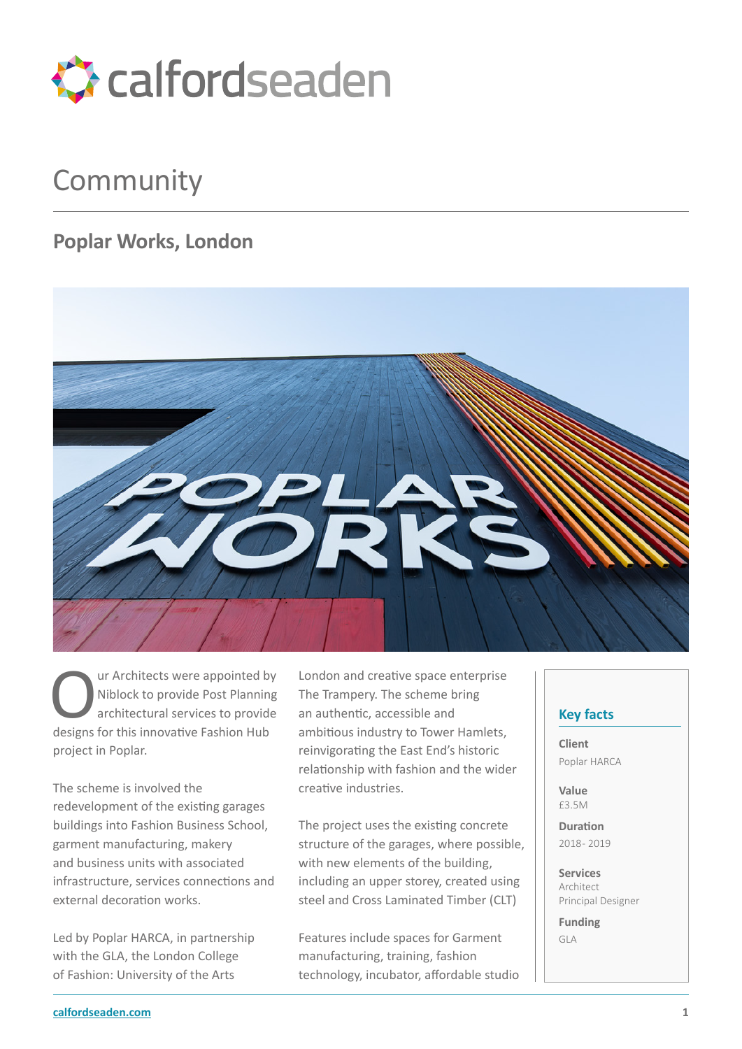calfordseaden

# Community

## Poplar Works, London

Our Architects were appointed by Niblock to provide Post Planning architectural services to provide designs for this innovative Fashion Hub project in Poplar.

The scheme is involved the redevelopment of the existing garages buildings into Fashion Business School, garment manufacturing, makery and business units with associated infrastructure, services connections and external decoration works.

Led by Poplar HARCA, in partnership with the GLA, the London College of Fashion: University of the Arts London and creative space enterprise The Trampery. The scheme bring an authentic, accessible and ambitious industry to Tower Hamlets, reinvigorating the East End's historic relationship with fashion and the wider creative industries.

The project uses the existing concrete structure of the garages, where possible, with new elements of the building, including an upper storey, created using steel and Cross Laminated Timber (CLT)

Features include spaces for Garment manufacturing, training, fashion technology, incubator, affordable studio

### Key facts

**Client**
Poplar HARCA

**Value**
£3.5M

**Duration**
2018- 2019

**Services**
Architect
Principal Designer

**Funding**
GLA

calfordseaden.com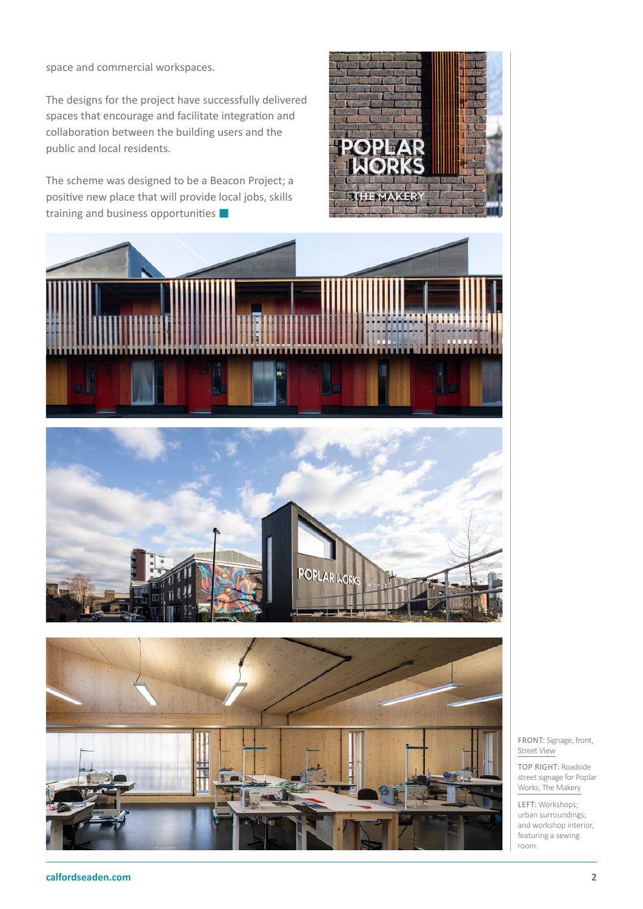space and commercial workspaces.

The designs for the project have successfully delivered spaces that encourage and facilitate integration and collaboration between the building users and the public and local residents.

The scheme was designed to be a Beacon Project; a positive new place that will provide local jobs, skills training and business opportunities ■

FRONT: Signage, front, Street View

TOP RIGHT: Roadside street signage for Poplar Works, The Makery

LEFT: Workshops; urban surroundings; and workshop interior, featuring a sewing room.

calfordseaden.com